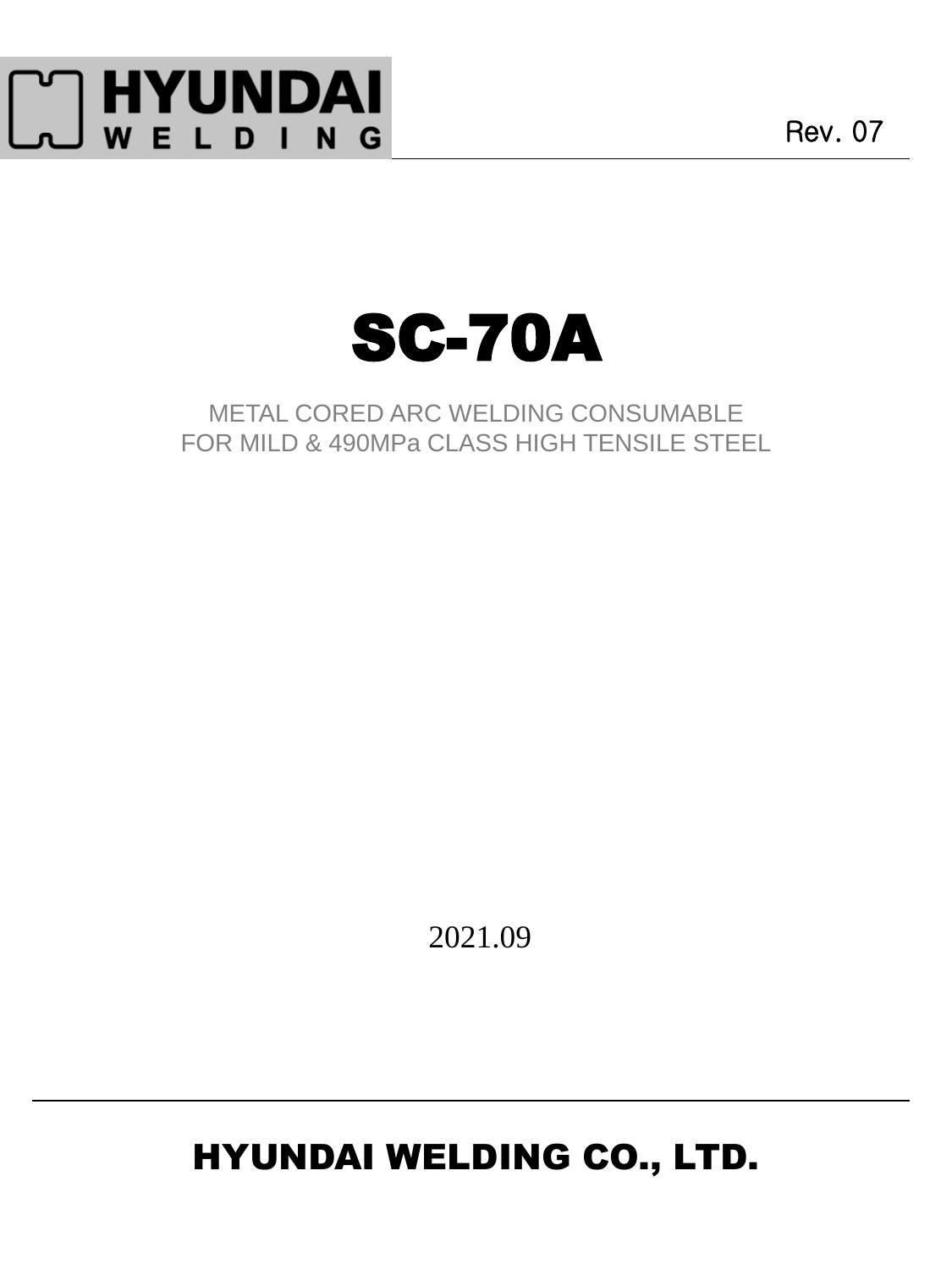HYUNDAI WELDING

Rev. 07

# SC-70A

METAL CORED ARC WELDING CONSUMABLE
FOR MILD & 490MPa CLASS HIGH TENSILE STEEL

2021.09

**HYUNDAI WELDING CO., LTD.**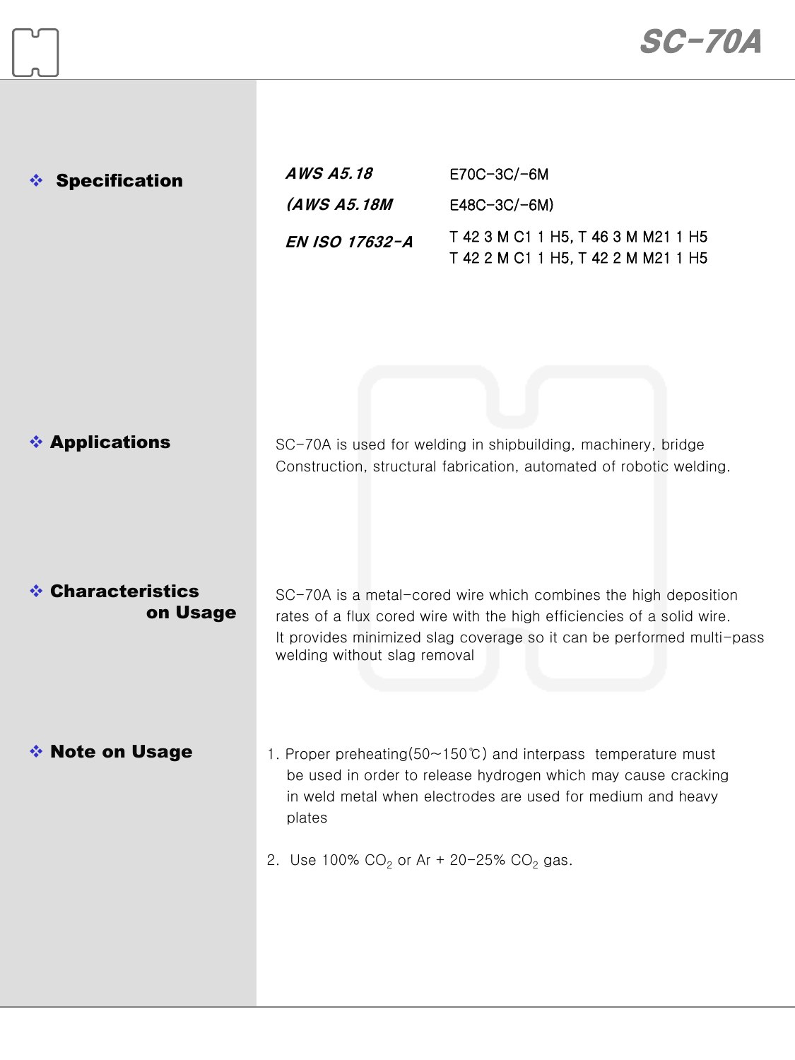# SC-70A

## ❖ Specification

| | |
|---|---|
| *AWS A5.18* | E70C-3C/-6M |
| *(AWS A5.18M* | E48C-3C/-6M) |
| *EN ISO 17632-A* | T 42 3 M C1 1 H5, T 46 3 M M21 1 H5<br>T 42 2 M C1 1 H5, T 42 2 M M21 1 H5 |

## ❖ Applications

SC-70A is used for welding in shipbuilding, machinery, bridge Construction, structural fabrication, automated of robotic welding.

## ❖ Characteristics on Usage

SC-70A is a metal-cored wire which combines the high deposition rates of a flux cored wire with the high efficiencies of a solid wire.
It provides minimized slag coverage so it can be performed multi-pass welding without slag removal

## ❖ Note on Usage

1. Proper preheating(50~150℃) and interpass temperature must be used in order to release hydrogen which may cause cracking in weld metal when electrodes are used for medium and heavy plates

2. Use 100% $CO_2$ or Ar + 20-25% $CO_2$ gas.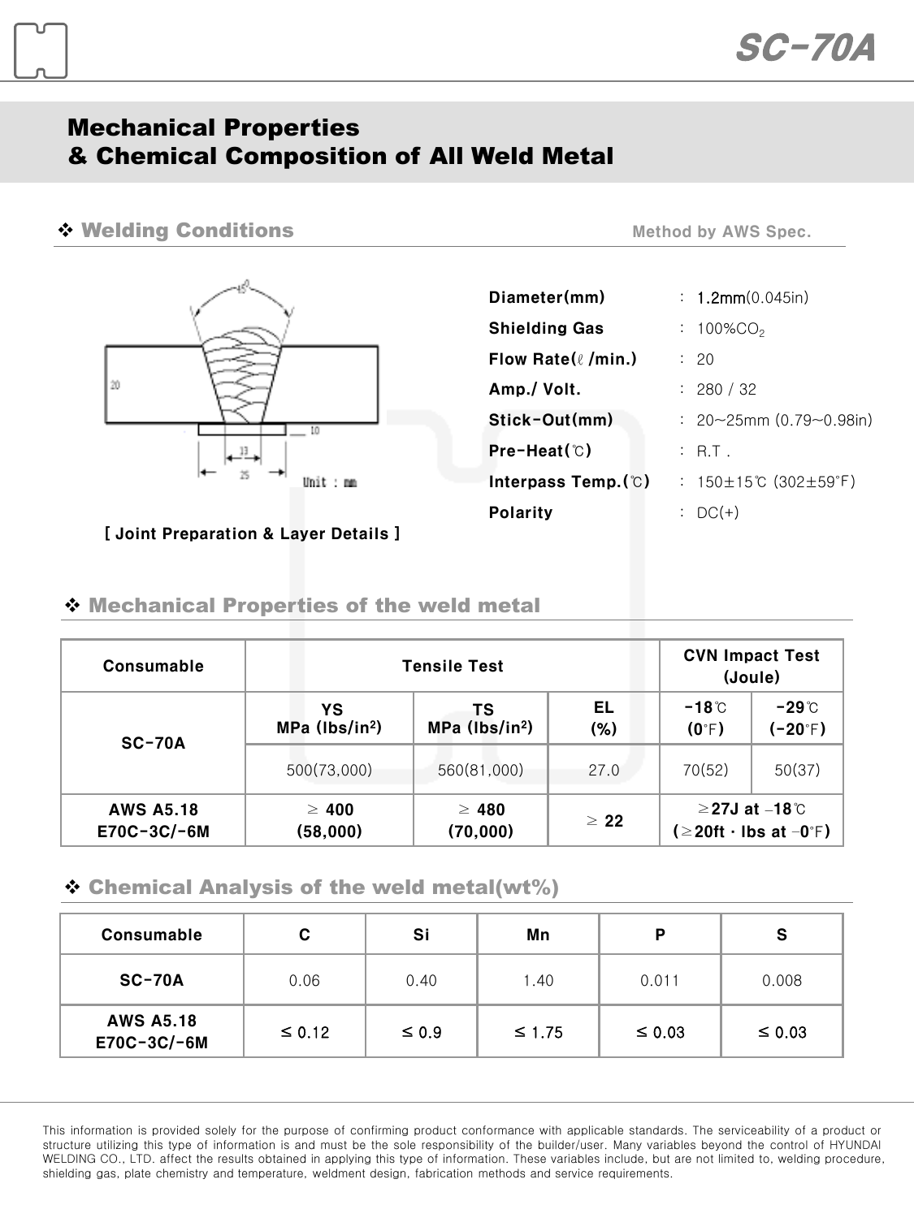# SC-70A

## Mechanical Properties & Chemical Composition of All Weld Metal

### ❖ Welding Conditions

Method by AWS Spec.

[ Joint Preparation & Layer Details ]

| | | |
|---|---|---|
| **Diameter(mm)** | : | 1.2mm(0.045in) |
| **Shielding Gas** | : | 100%$CO_2$ |
| **Flow Rate(ℓ/min.)** | : | 20 |
| **Amp./ Volt.** | : | 280 / 32 |
| **Stick-Out(mm)** | : | 20~25mm (0.79~0.98in) |
| **Pre-Heat(℃)** | : | R.T . |
| **Interpass Temp.(℃)** | : | 150±15℃ (302±59°F) |
| **Polarity** | : | DC(+) |

### ❖ Mechanical Properties of the weld metal

| Consumable | Tensile Test | | | CVN Impact Test (Joule) | |
|---|---|---|---|---|---|
| | YS MPa (lbs/in²) | TS MPa (lbs/in²) | EL (%) | -18℃ (0°F) | -29℃ (-20°F) |
| SC-70A | 500(73,000) | 560(81,000) | 27.0 | 70(52) | 50(37) |
| AWS A5.18 E70C-3C/-6M | ≥ 400 (58,000) | ≥ 480 (70,000) | ≥ 22 | ≥27J at -18℃ (≥20ft · lbs at -0°F) | |

### ❖ Chemical Analysis of the weld metal(wt%)

| Consumable | C | Si | Mn | P | S |
|---|---|---|---|---|---|
| SC-70A | 0.06 | 0.40 | 1.40 | 0.011 | 0.008 |
| AWS A5.18 E70C-3C/-6M | ≤ 0.12 | ≤ 0.9 | ≤ 1.75 | ≤ 0.03 | ≤ 0.03 |

This information is provided solely for the purpose of confirming product conformance with applicable standards. The serviceability of a product or structure utilizing this type of information is and must be the sole responsibility of the builder/user. Many variables beyond the control of HYUNDAI WELDING CO., LTD. affect the results obtained in applying this type of information. These variables include, but are not limited to, welding procedure, shielding gas, plate chemistry and temperature, weldment design, fabrication methods and service requirements.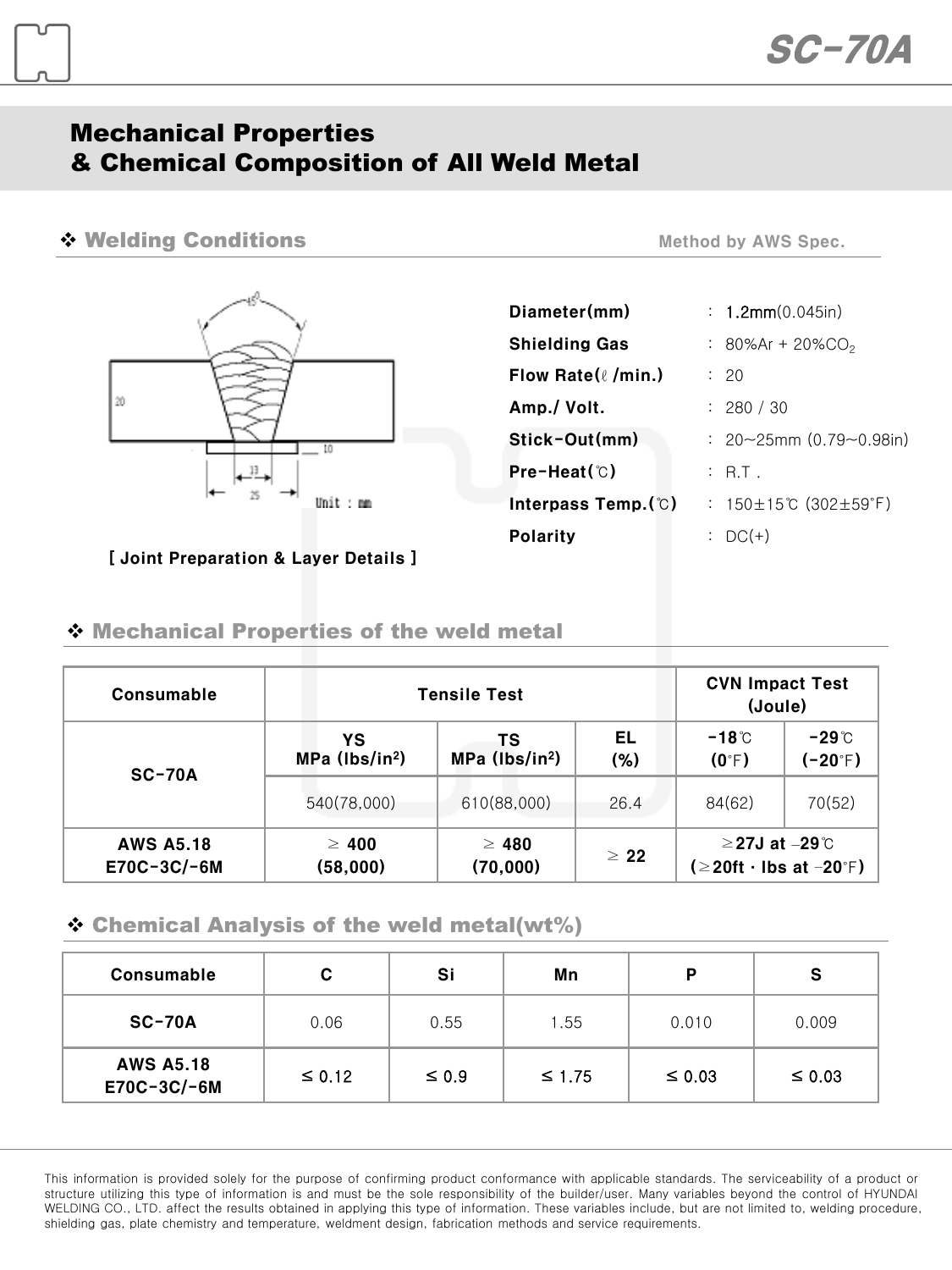# Mechanical Properties & Chemical Composition of All Weld Metal

## ❖ Welding Conditions

Method by AWS Spec.

[ Joint Preparation & Layer Details ]

| | | |
|---|---|---|
| **Diameter(mm)** | : | 1.2mm(0.045in) |
| **Shielding Gas** | : | 80%Ar + 20%$CO_2$ |
| **Flow Rate(ℓ/min.)** | : | 20 |
| **Amp./ Volt.** | : | 280 / 30 |
| **Stick-Out(mm)** | : | 20~25mm (0.79~0.98in) |
| **Pre-Heat(℃)** | : | R.T . |
| **Interpass Temp.(℃)** | : | 150±15℃ (302±59°F) |
| **Polarity** | : | DC(+) |

## ❖ Mechanical Properties of the weld metal

| Consumable | Tensile Test | | | CVN Impact Test (Joule) | |
|---|---|---|---|---|---|
| | YS MPa (lbs/in$^2$) | TS MPa (lbs/in$^2$) | EL (%) | -18℃ (0°F) | -29℃ (-20°F) |
| SC-70A | 540(78,000) | 610(88,000) | 26.4 | 84(62) | 70(52) |
| AWS A5.18 E70C-3C/-6M | ≥ 400 (58,000) | ≥ 480 (70,000) | ≥ 22 | ≥27J at -29℃ (≥20ft · lbs at -20°F) | |

## ❖ Chemical Analysis of the weld metal(wt%)

| Consumable | C | Si | Mn | P | S |
|---|---|---|---|---|---|
| SC-70A | 0.06 | 0.55 | 1.55 | 0.010 | 0.009 |
| AWS A5.18 E70C-3C/-6M | ≤ 0.12 | ≤ 0.9 | ≤ 1.75 | ≤ 0.03 | ≤ 0.03 |

This information is provided solely for the purpose of confirming product conformance with applicable standards. The serviceability of a product or structure utilizing this type of information is and must be the sole responsibility of the builder/user. Many variables beyond the control of HYUNDAI WELDING CO., LTD. affect the results obtained in applying this type of information. These variables include, but are not limited to, welding procedure, shielding gas, plate chemistry and temperature, weldment design, fabrication methods and service requirements.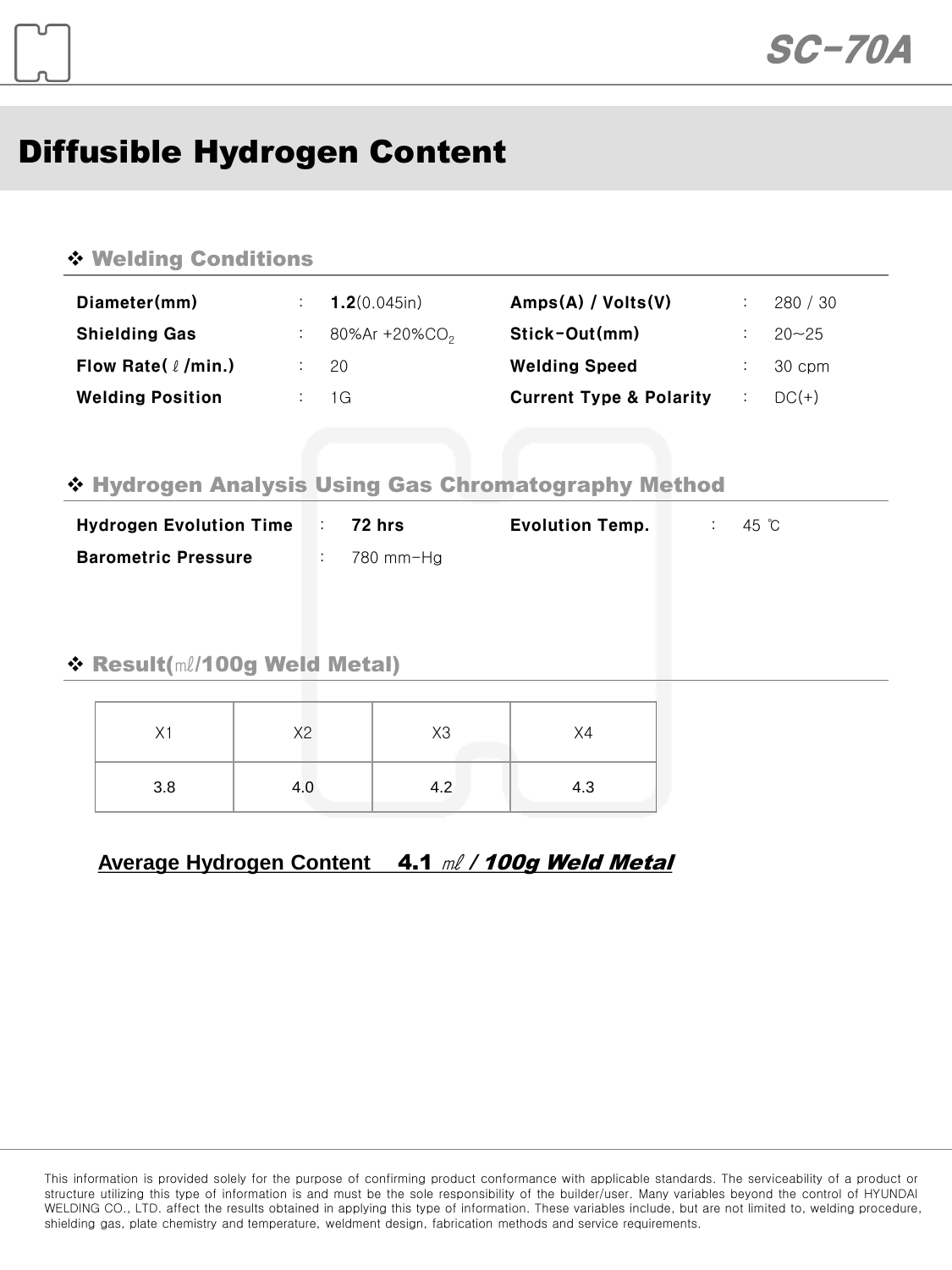# Diffusible Hydrogen Content

## ❖ Welding Conditions

| | | | |
|---|---|---|---|
| **Diameter(mm)** | **1.2**(0.045in) | **Amps(A) / Volts(V)** | 280 / 30 |
| **Shielding Gas** | 80%Ar +20%$CO_2$ | **Stick-Out(mm)** | 20~25 |
| **Flow Rate(ℓ/min.)** | 20 | **Welding Speed** | 30 cpm |
| **Welding Position** | 1G | **Current Type & Polarity** | DC(+) |

## ❖ Hydrogen Analysis Using Gas Chromatography Method

| | | | |
|---|---|---|---|
| **Hydrogen Evolution Time** | **72 hrs** | **Evolution Temp.** | 45 ℃ |
| **Barometric Pressure** | 780 mm-Hg | | |

## ❖ Result(㎖/100g Weld Metal)

| X1 | X2 | X3 | X4 |
|---|---|---|---|
| 3.8 | 4.0 | 4.2 | 4.3 |

**Average Hydrogen Content 4.1 *㎖ / 100g Weld Metal***

This information is provided solely for the purpose of confirming product conformance with applicable standards. The serviceability of a product or structure utilizing this type of information is and must be the sole responsibility of the builder/user. Many variables beyond the control of HYUNDAI WELDING CO., LTD. affect the results obtained in applying this type of information. These variables include, but are not limited to, welding procedure, shielding gas, plate chemistry and temperature, weldment design, fabrication methods and service requirements.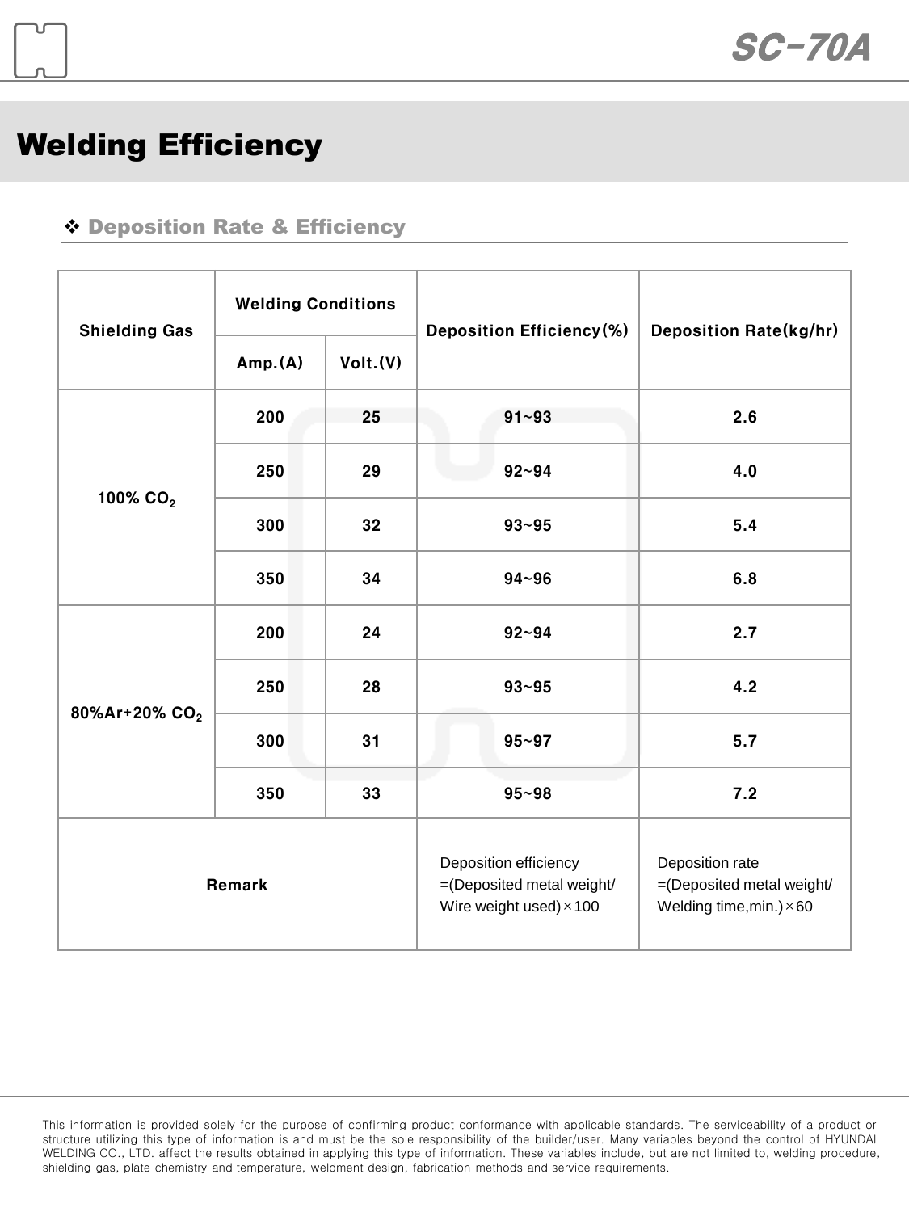# Welding Efficiency

## ❖ Deposition Rate & Efficiency

| Shielding Gas | Welding Conditions | | Deposition Efficiency(%) | Deposition Rate(kg/hr) |
|---|---|---|---|---|
| | Amp.(A) | Volt.(V) | | |
| 100% $CO_2$ | 200 | 25 | 91~93 | 2.6 |
| | 250 | 29 | 92~94 | 4.0 |
| | 300 | 32 | 93~95 | 5.4 |
| | 350 | 34 | 94~96 | 6.8 |
| 80%Ar+20% $CO_2$ | 200 | 24 | 92~94 | 2.7 |
| | 250 | 28 | 93~95 | 4.2 |
| | 300 | 31 | 95~97 | 5.7 |
| | 350 | 33 | 95~98 | 7.2 |
| Remark | | | Deposition efficiency =(Deposited metal weight/ Wire weight used)×100 | Deposition rate =(Deposited metal weight/ Welding time,min.)×60 |

This information is provided solely for the purpose of confirming product conformance with applicable standards. The serviceability of a product or structure utilizing this type of information is and must be the sole responsibility of the builder/user. Many variables beyond the control of HYUNDAI WELDING CO., LTD. affect the results obtained in applying this type of information. These variables include, but are not limited to, welding procedure, shielding gas, plate chemistry and temperature, weldment design, fabrication methods and service requirements.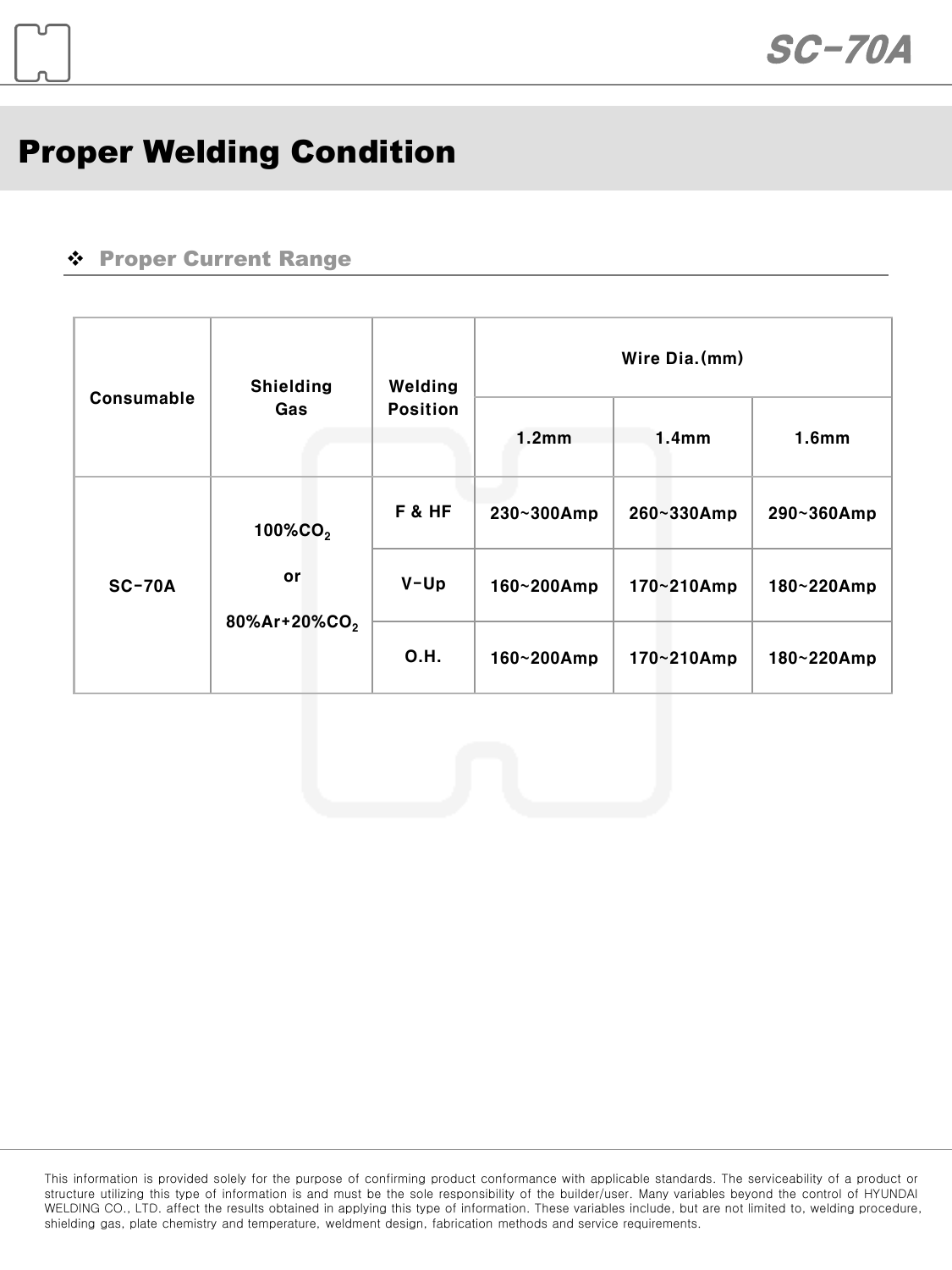# Proper Welding Condition

## ❖ Proper Current Range

| Consumable | Shielding Gas | Welding Position | Wire Dia.(mm) | | |
|---|---|---|---|---|---|
| | | | 1.2mm | 1.4mm | 1.6mm |
| SC-70A | $100\%CO_2$ or $80\%Ar+20\%CO_2$ | F & HF | 230~300Amp | 260~330Amp | 290~360Amp |
| | | V-Up | 160~200Amp | 170~210Amp | 180~220Amp |
| | | O.H. | 160~200Amp | 170~210Amp | 180~220Amp |

This information is provided solely for the purpose of confirming product conformance with applicable standards. The serviceability of a product or structure utilizing this type of information is and must be the sole responsibility of the builder/user. Many variables beyond the control of HYUNDAI WELDING CO., LTD. affect the results obtained in applying this type of information. These variables include, but are not limited to, welding procedure, shielding gas, plate chemistry and temperature, weldment design, fabrication methods and service requirements.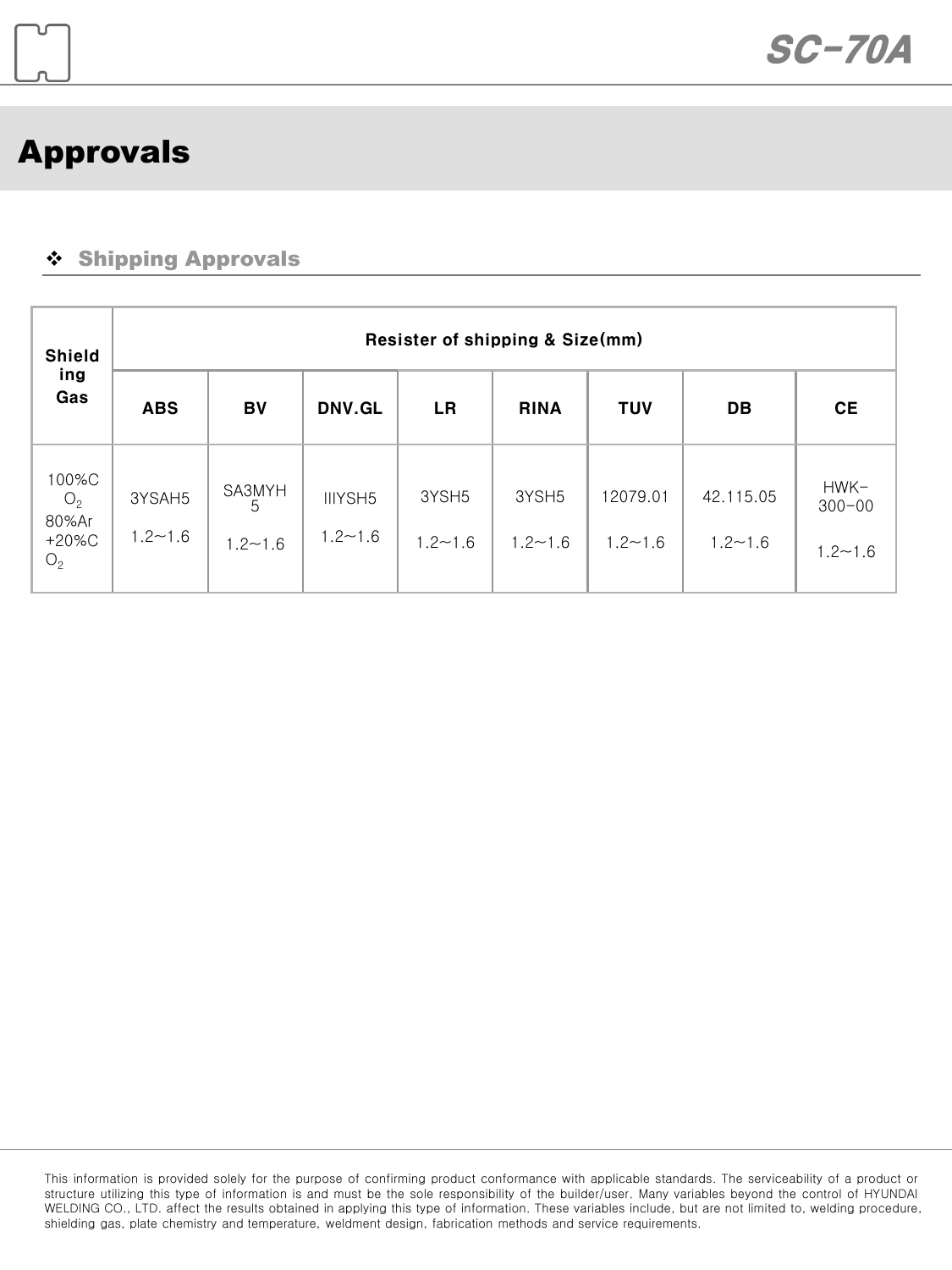# Approvals

## ❖ Shipping Approvals

| Shielding Gas | Resister of shipping & Size(mm) | | | | | | | |
|---|---|---|---|---|---|---|---|---|
| | ABS | BV | DNV.GL | LR | RINA | TUV | DB | CE |
| 100% $CO_2$<br>80%Ar +20% $CO_2$ | 3YSAH5<br>1.2~1.6 | SA3MYH5<br>1.2~1.6 | IIIYSH5<br>1.2~1.6 | 3YSH5<br>1.2~1.6 | 3YSH5<br>1.2~1.6 | 12079.01<br>1.2~1.6 | 42.115.05<br>1.2~1.6 | HWK-300-00<br>1.2~1.6 |

This information is provided solely for the purpose of confirming product conformance with applicable standards. The serviceability of a product or structure utilizing this type of information is and must be the sole responsibility of the builder/user. Many variables beyond the control of HYUNDAI WELDING CO., LTD. affect the results obtained in applying this type of information. These variables include, but are not limited to, welding procedure, shielding gas, plate chemistry and temperature, weldment design, fabrication methods and service requirements.